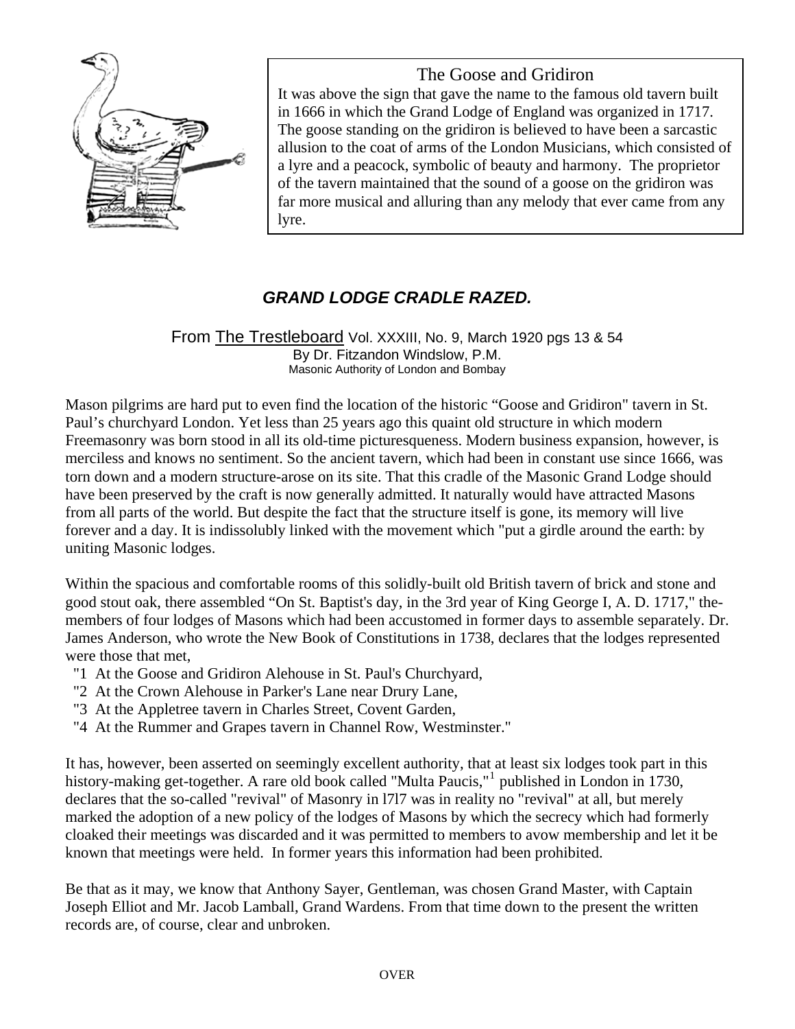### The Goose and Gridiron

It was above the sign that gave the name to the famous old tavern built in 1666 in which the Grand Lodge of England was organized in 1717. The goose standing on the gridiron is believed to have been a sarcastic allusion to the coat of arms of the London Musicians, which consisted of a lyre and a peacock, symbolic of beauty and harmony. The proprietor of the tavern maintained that the sound of a goose on the gridiron was far more musical and alluring than any melody that ever came from any lyre.

## *GRAND LODGE CRADLE RAZED.*

From The Trestleboard Vol. XXXIII, No. 9, March 1920 pgs 13 & 54
By Dr. Fitzandon Windslow, P.M.
Masonic Authority of London and Bombay

Mason pilgrims are hard put to even find the location of the historic "Goose and Gridiron" tavern in St. Paul's churchyard London. Yet less than 25 years ago this quaint old structure in which modern Freemasonry was born stood in all its old-time picturesqueness. Modern business expansion, however, is merciless and knows no sentiment. So the ancient tavern, which had been in constant use since 1666, was torn down and a modern structure-arose on its site. That this cradle of the Masonic Grand Lodge should have been preserved by the craft is now generally admitted. It naturally would have attracted Masons from all parts of the world. But despite the fact that the structure itself is gone, its memory will live forever and a day. It is indissolubly linked with the movement which "put a girdle around the earth: by uniting Masonic lodges.

Within the spacious and comfortable rooms of this solidly-built old British tavern of brick and stone and good stout oak, there assembled "On St. Baptist's day, in the 3rd year of King George I, A. D. 1717," the-members of four lodges of Masons which had been accustomed in former days to assemble separately. Dr. James Anderson, who wrote the New Book of Constitutions in 1738, declares that the lodges represented were those that met,

"1 At the Goose and Gridiron Alehouse in St. Paul's Churchyard,
"2 At the Crown Alehouse in Parker's Lane near Drury Lane,
"3 At the Appletree tavern in Charles Street, Covent Garden,
"4 At the Rummer and Grapes tavern in Channel Row, Westminster."

It has, however, been asserted on seemingly excellent authority, that at least six lodges took part in this history-making get-together. A rare old book called "Multa Paucis,"[1] published in London in 1730, declares that the so-called "revival" of Masonry in l7l7 was in reality no "revival" at all, but merely marked the adoption of a new policy of the lodges of Masons by which the secrecy which had formerly cloaked their meetings was discarded and it was permitted to members to avow membership and let it be known that meetings were held. In former years this information had been prohibited.

Be that as it may, we know that Anthony Sayer, Gentleman, was chosen Grand Master, with Captain Joseph Elliot and Mr. Jacob Lamball, Grand Wardens. From that time down to the present the written records are, of course, clear and unbroken.

OVER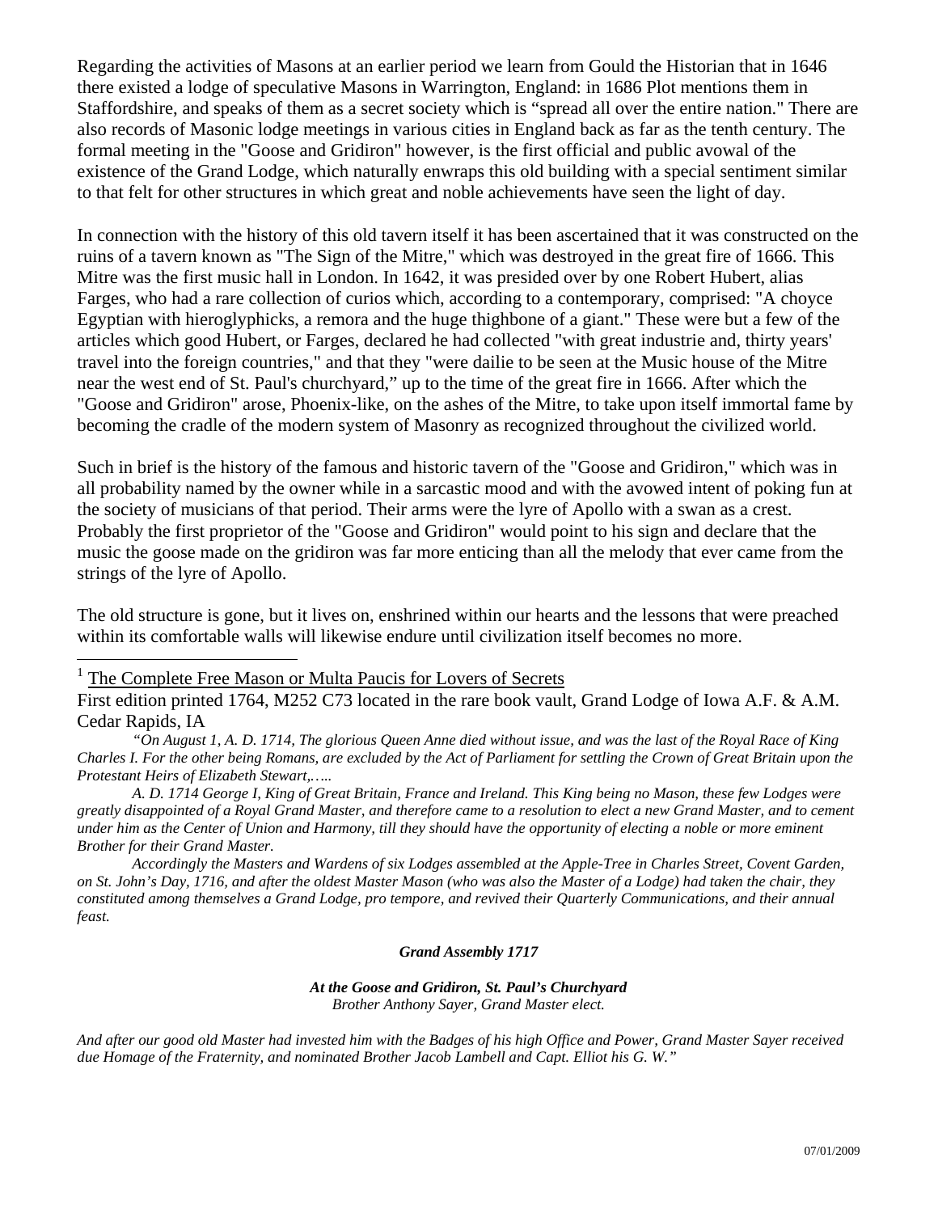Regarding the activities of Masons at an earlier period we learn from Gould the Historian that in 1646 there existed a lodge of speculative Masons in Warrington, England: in 1686 Plot mentions them in Staffordshire, and speaks of them as a secret society which is "spread all over the entire nation." There are also records of Masonic lodge meetings in various cities in England back as far as the tenth century. The formal meeting in the "Goose and Gridiron" however, is the first official and public avowal of the existence of the Grand Lodge, which naturally enwraps this old building with a special sentiment similar to that felt for other structures in which great and noble achievements have seen the light of day.

In connection with the history of this old tavern itself it has been ascertained that it was constructed on the ruins of a tavern known as "The Sign of the Mitre," which was destroyed in the great fire of 1666. This Mitre was the first music hall in London. In 1642, it was presided over by one Robert Hubert, alias Farges, who had a rare collection of curios which, according to a contemporary, comprised: "A choyce Egyptian with hieroglyphicks, a remora and the huge thighbone of a giant." These were but a few of the articles which good Hubert, or Farges, declared he had collected "with great industrie and, thirty years' travel into the foreign countries," and that they "were dailie to be seen at the Music house of the Mitre near the west end of St. Paul's churchyard," up to the time of the great fire in 1666. After which the "Goose and Gridiron" arose, Phoenix-like, on the ashes of the Mitre, to take upon itself immortal fame by becoming the cradle of the modern system of Masonry as recognized throughout the civilized world.

Such in brief is the history of the famous and historic tavern of the "Goose and Gridiron," which was in all probability named by the owner while in a sarcastic mood and with the avowed intent of poking fun at the society of musicians of that period. Their arms were the lyre of Apollo with a swan as a crest. Probably the first proprietor of the "Goose and Gridiron" would point to his sign and declare that the music the goose made on the gridiron was far more enticing than all the melody that ever came from the strings of the lyre of Apollo.

The old structure is gone, but it lives on, enshrined within our hearts and the lessons that were preached within its comfortable walls will likewise endure until civilization itself becomes no more.

---

[1] The Complete Free Mason or Multa Paucis for Lovers of Secrets

First edition printed 1764, M252 C73 located in the rare book vault, Grand Lodge of Iowa A.F. & A.M. Cedar Rapids, IA

*"On August 1, A. D. 1714, The glorious Queen Anne died without issue, and was the last of the Royal Race of King Charles I. For the other being Romans, are excluded by the Act of Parliament for settling the Crown of Great Britain upon the Protestant Heirs of Elizabeth Stewart,.….*

*A. D. 1714 George I, King of Great Britain, France and Ireland. This King being no Mason, these few Lodges were greatly disappointed of a Royal Grand Master, and therefore came to a resolution to elect a new Grand Master, and to cement under him as the Center of Union and Harmony, till they should have the opportunity of electing a noble or more eminent Brother for their Grand Master.*

*Accordingly the Masters and Wardens of six Lodges assembled at the Apple-Tree in Charles Street, Covent Garden, on St. John's Day, 1716, and after the oldest Master Mason (who was also the Master of a Lodge) had taken the chair, they constituted among themselves a Grand Lodge, pro tempore, and revived their Quarterly Communications, and their annual feast.*

***Grand Assembly 1717***

***At the Goose and Gridiron, St. Paul's Churchyard***

*Brother Anthony Sayer, Grand Master elect.*

*And after our good old Master had invested him with the Badges of his high Office and Power, Grand Master Sayer received due Homage of the Fraternity, and nominated Brother Jacob Lambell and Capt. Elliot his G. W."*